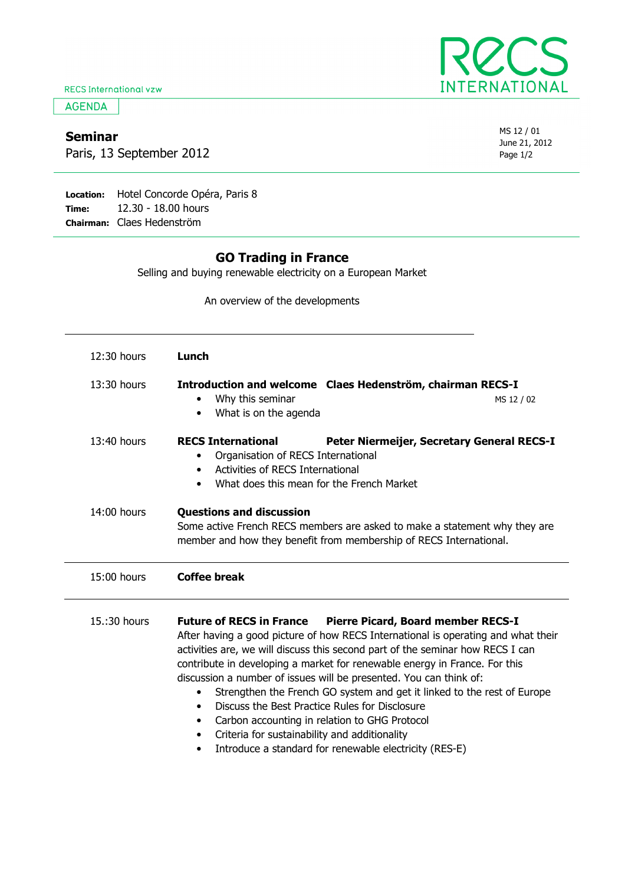RECS International vzw

AGENDA

**Seminar**
Paris, 13 September 2012

MS 12 / 01
June 21, 2012

**Location:** Hotel Concorde Opéra, Paris 8
**Time:** 12.30 - 18.00 hours
**Chairman:** Claes Hedenström

## GO Trading in France

Selling and buying renewable electricity on a European Market

An overview of the developments

---

12:30 hours — **Lunch**

13:30 hours — **Introduction and welcome** — **Claes Hedenström, chairman RECS-I** (MS 12 / 02)

- Why this seminar
- What is on the agenda

13:40 hours — **RECS International** — **Peter Niermeijer, Secretary General RECS-I**

- Organisation of RECS International
- Activities of RECS International
- What does this mean for the French Market

14:00 hours — **Questions and discussion**

Some active French RECS members are asked to make a statement why they are member and how they benefit from membership of RECS International.

---

15:00 hours — **Coffee break**

---

15.:30 hours — **Future of RECS in France** — **Pierre Picard, Board member RECS-I**

After having a good picture of how RECS International is operating and what their activities are, we will discuss this second part of the seminar how RECS I can contribute in developing a market for renewable energy in France. For this discussion a number of issues will be presented. You can think of:

- Strengthen the French GO system and get it linked to the rest of Europe
- Discuss the Best Practice Rules for Disclosure
- Carbon accounting in relation to GHG Protocol
- Criteria for sustainability and additionality
- Introduce a standard for renewable electricity (RES-E)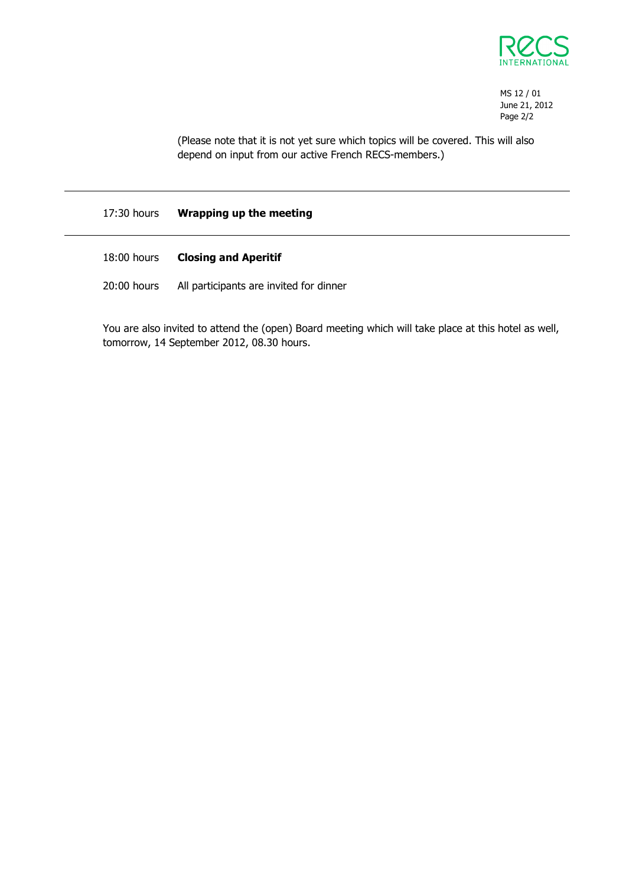(Please note that it is not yet sure which topics will be covered. This will also depend on input from our active French RECS-members.)

---

17:30 hours **Wrapping up the meeting**

---

18:00 hours **Closing and Aperitif**

20:00 hours All participants are invited for dinner

You are also invited to attend the (open) Board meeting which will take place at this hotel as well, tomorrow, 14 September 2012, 08.30 hours.